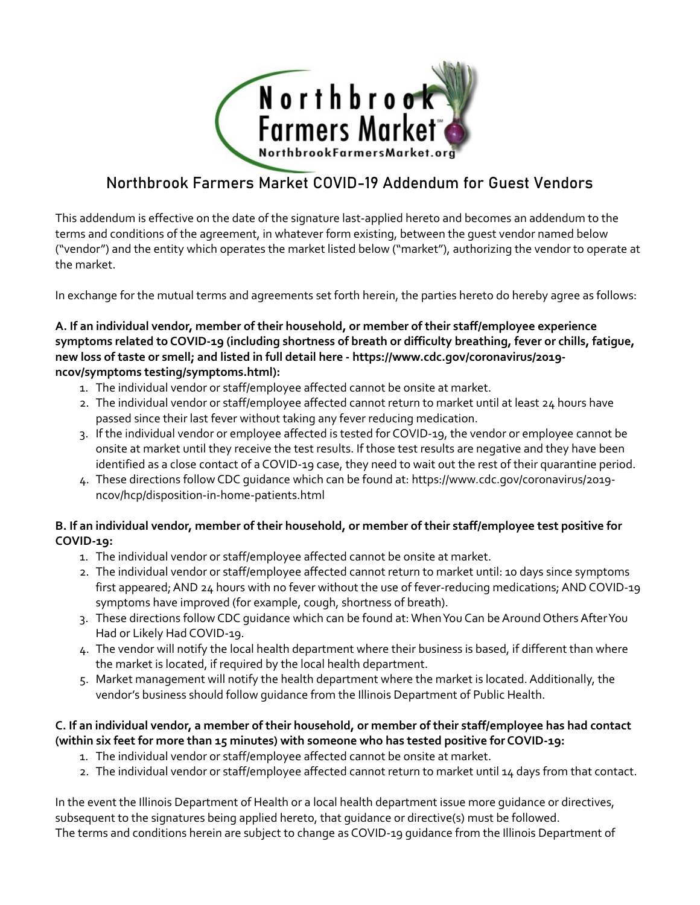# Northbrook Farmers Market COVID-19 Addendum for Guest Vendors

This addendum is effective on the date of the signature last-applied hereto and becomes an addendum to the terms and conditions of the agreement, in whatever form existing, between the guest vendor named below ("vendor") and the entity which operates the market listed below ("market"), authorizing the vendor to operate at the market.

In exchange for the mutual terms and agreements set forth herein, the parties hereto do hereby agree as follows:

**A. If an individual vendor, member of their household, or member of their staff/employee experience symptoms related to COVID-19 (including shortness of breath or difficulty breathing, fever or chills, fatigue, new loss of taste or smell; and listed in full detail here - https://www.cdc.gov/coronavirus/2019-ncov/symptoms testing/symptoms.html):**

1. The individual vendor or staff/employee affected cannot be onsite at market.
2. The individual vendor or staff/employee affected cannot return to market until at least 24 hours have passed since their last fever without taking any fever reducing medication.
3. If the individual vendor or employee affected is tested for COVID-19, the vendor or employee cannot be onsite at market until they receive the test results. If those test results are negative and they have been identified as a close contact of a COVID-19 case, they need to wait out the rest of their quarantine period.
4. These directions follow CDC guidance which can be found at: https://www.cdc.gov/coronavirus/2019-ncov/hcp/disposition-in-home-patients.html

**B. If an individual vendor, member of their household, or member of their staff/employee test positive for COVID-19:**

1. The individual vendor or staff/employee affected cannot be onsite at market.
2. The individual vendor or staff/employee affected cannot return to market until: 10 days since symptoms first appeared; AND 24 hours with no fever without the use of fever-reducing medications; AND COVID-19 symptoms have improved (for example, cough, shortness of breath).
3. These directions follow CDC guidance which can be found at: When You Can be Around Others After You Had or Likely Had COVID-19.
4. The vendor will notify the local health department where their business is based, if different than where the market is located, if required by the local health department.
5. Market management will notify the health department where the market is located. Additionally, the vendor's business should follow guidance from the Illinois Department of Public Health.

**C. If an individual vendor, a member of their household, or member of their staff/employee has had contact (within six feet for more than 15 minutes) with someone who has tested positive for COVID-19:**

1. The individual vendor or staff/employee affected cannot be onsite at market.
2. The individual vendor or staff/employee affected cannot return to market until 14 days from that contact.

In the event the Illinois Department of Health or a local health department issue more guidance or directives, subsequent to the signatures being applied hereto, that guidance or directive(s) must be followed.
The terms and conditions herein are subject to change as COVID-19 guidance from the Illinois Department of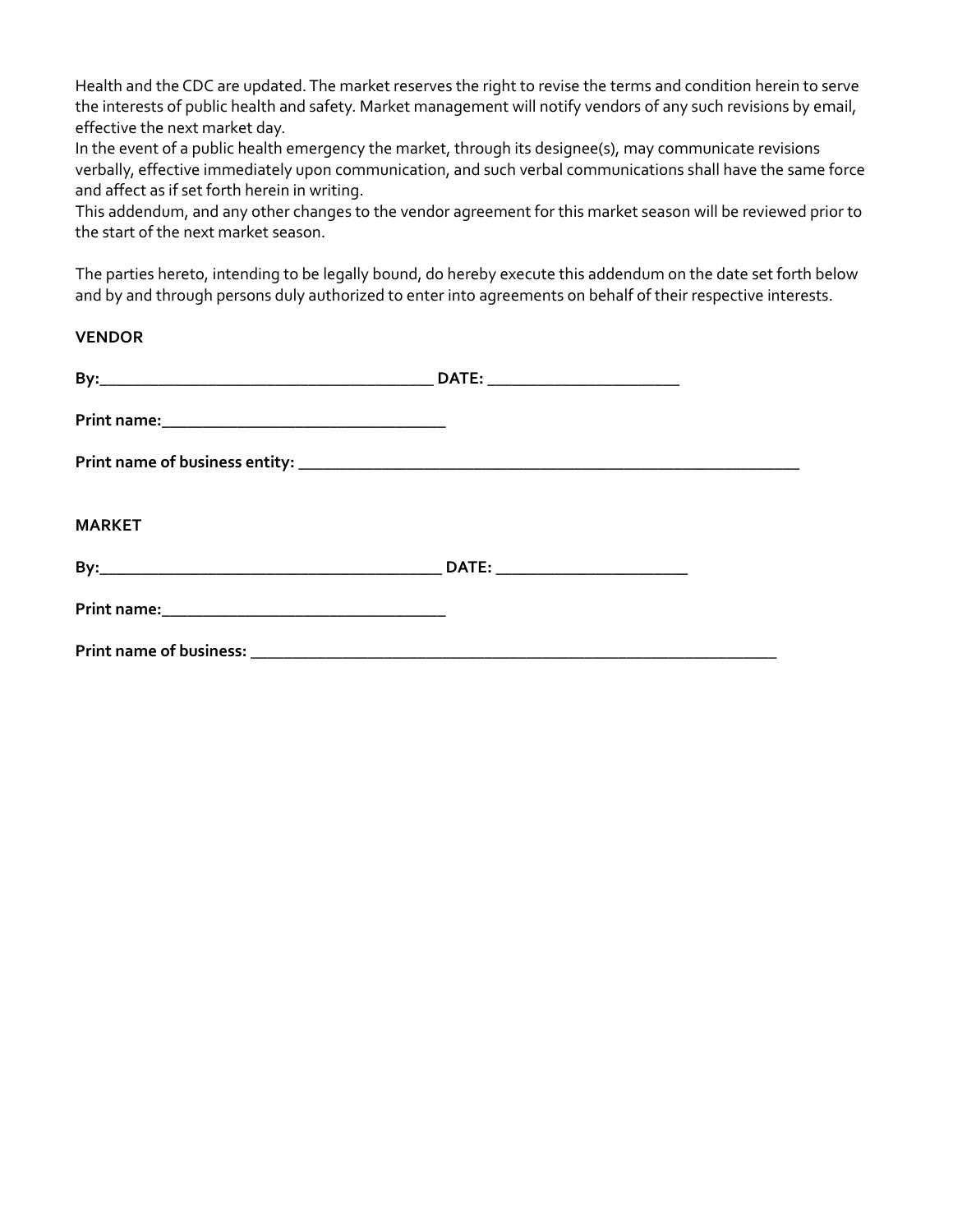Health and the CDC are updated. The market reserves the right to revise the terms and condition herein to serve the interests of public health and safety. Market management will notify vendors of any such revisions by email, effective the next market day.

In the event of a public health emergency the market, through its designee(s), may communicate revisions verbally, effective immediately upon communication, and such verbal communications shall have the same force and affect as if set forth herein in writing.

This addendum, and any other changes to the vendor agreement for this market season will be reviewed prior to the start of the next market season.

The parties hereto, intending to be legally bound, do hereby execute this addendum on the date set forth below and by and through persons duly authorized to enter into agreements on behalf of their respective interests.

**VENDOR**

**By:**_______________________________________ **DATE:** ______________________

**Print name:**_________________________________

**Print name of business entity:** ___________________________________________________________

**MARKET**

**By:**_______________________________________ **DATE:** ______________________

**Print name:**_________________________________

**Print name of business:** ______________________________________________________________